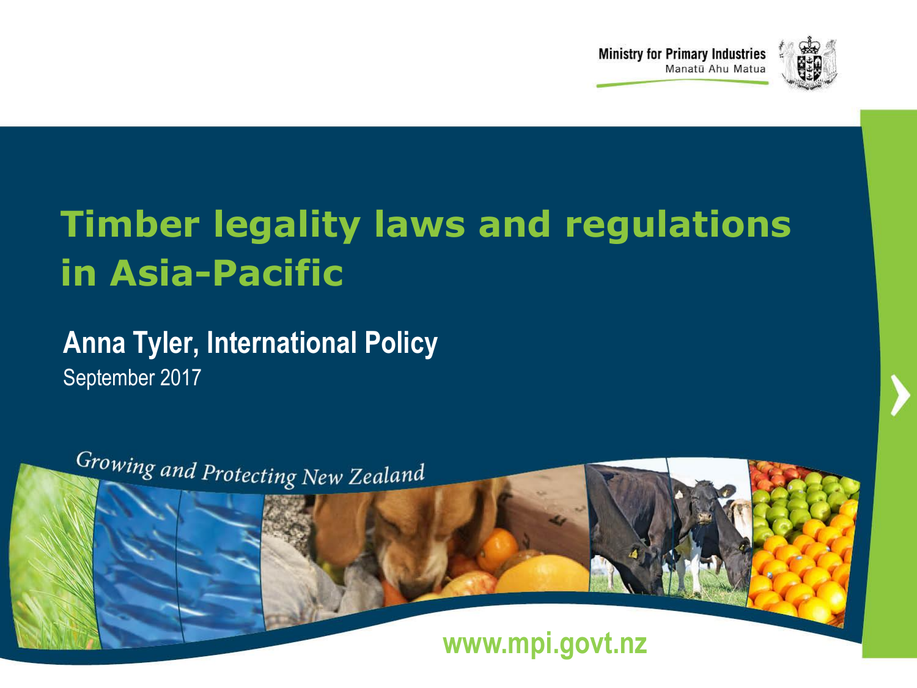Ministry for Primary Industries
Manatū Ahu Matua

# Timber legality laws and regulations in Asia-Pacific

**Anna Tyler, International Policy**

September 2017

*Growing and Protecting New Zealand*

www.mpi.govt.nz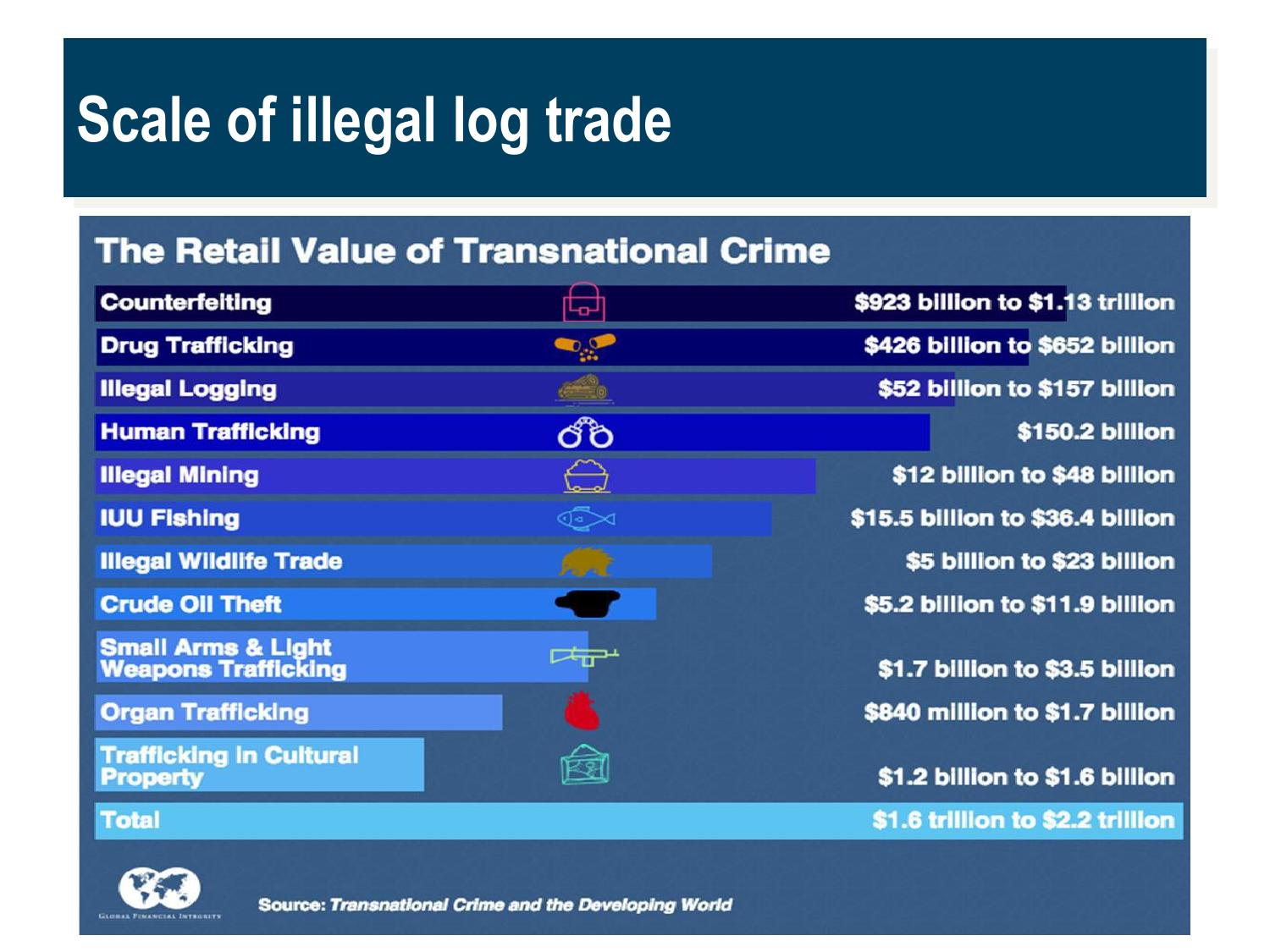# Scale of illegal log trade

## The Retail Value of Transnational Crime

| Crime | Value |
|---|---|
| Counterfeiting | $923 billion to $1.13 trillion |
| Drug Trafficking | $426 billion to $652 billion |
| Illegal Logging | $52 billion to $157 billion |
| Human Trafficking | $150.2 billion |
| Illegal Mining | $12 billion to $48 billion |
| IUU Fishing | $15.5 billion to $36.4 billion |
| Illegal Wildlife Trade | $5 billion to $23 billion |
| Crude Oil Theft | $5.2 billion to $11.9 billion |
| Small Arms & Light Weapons Trafficking | $1.7 billion to $3.5 billion |
| Organ Trafficking | $840 million to $1.7 billion |
| Trafficking in Cultural Property | $1.2 billion to $1.6 billion |
| Total | $1.6 trillion to $2.2 trillion |

Global Financial Integrity

Source: *Transnational Crime and the Developing World*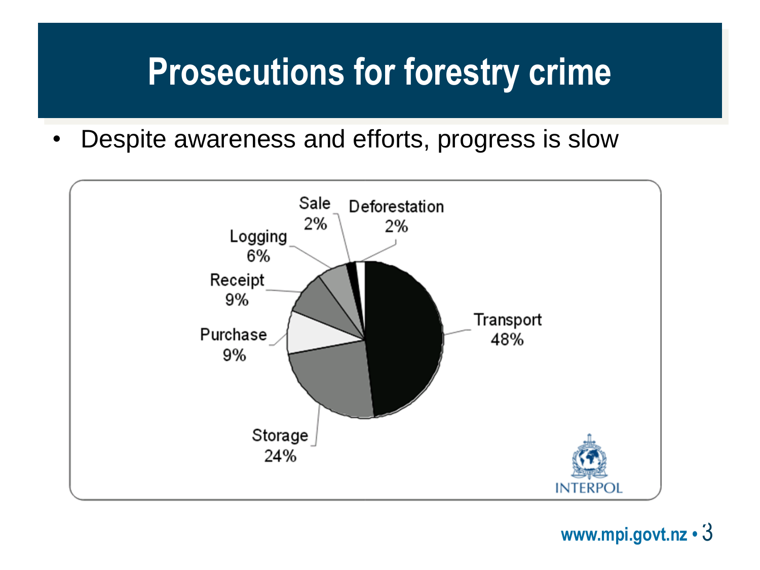# Prosecutions for forestry crime

- Despite awareness and efforts, progress is slow

| Category | Percentage |
|---|---|
| Transport | 48% |
| Storage | 24% |
| Purchase | 9% |
| Receipt | 9% |
| Logging | 6% |
| Sale | 2% |
| Deforestation | 2% |

INTERPOL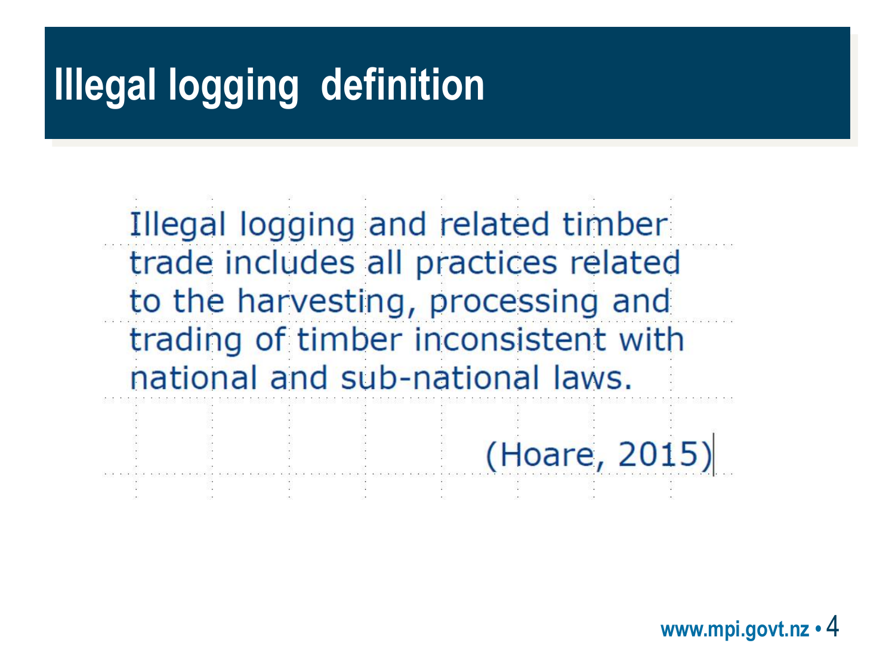# Illegal logging definition

Illegal logging and related timber trade includes all practices related to the harvesting, processing and trading of timber inconsistent with national and sub-national laws.

(Hoare, 2015)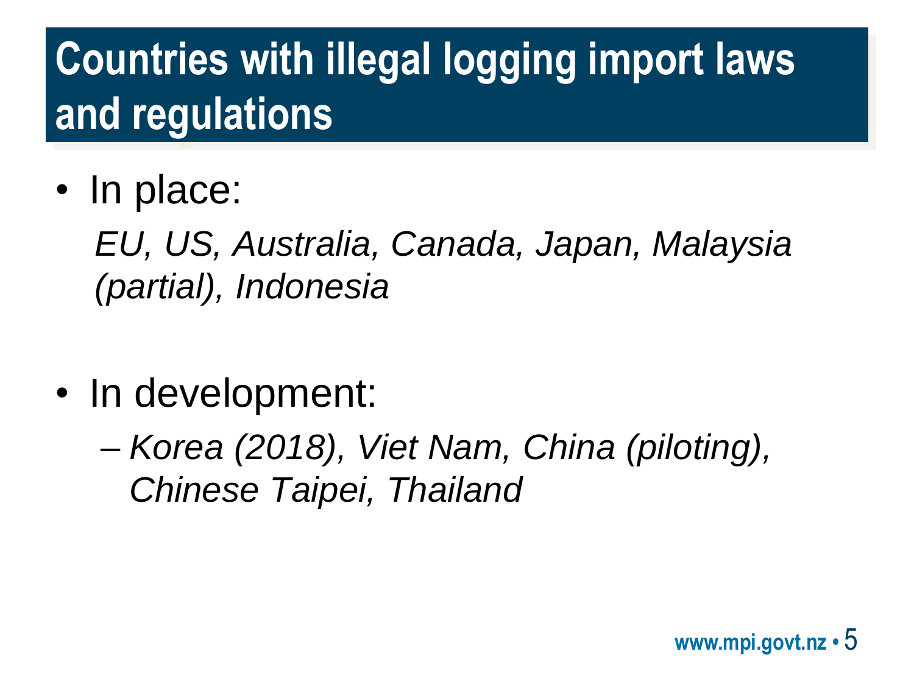# Countries with illegal logging import laws and regulations

- In place:

  *EU, US, Australia, Canada, Japan, Malaysia (partial), Indonesia*

- In development:
  - *Korea (2018), Viet Nam, China (piloting), Chinese Taipei, Thailand*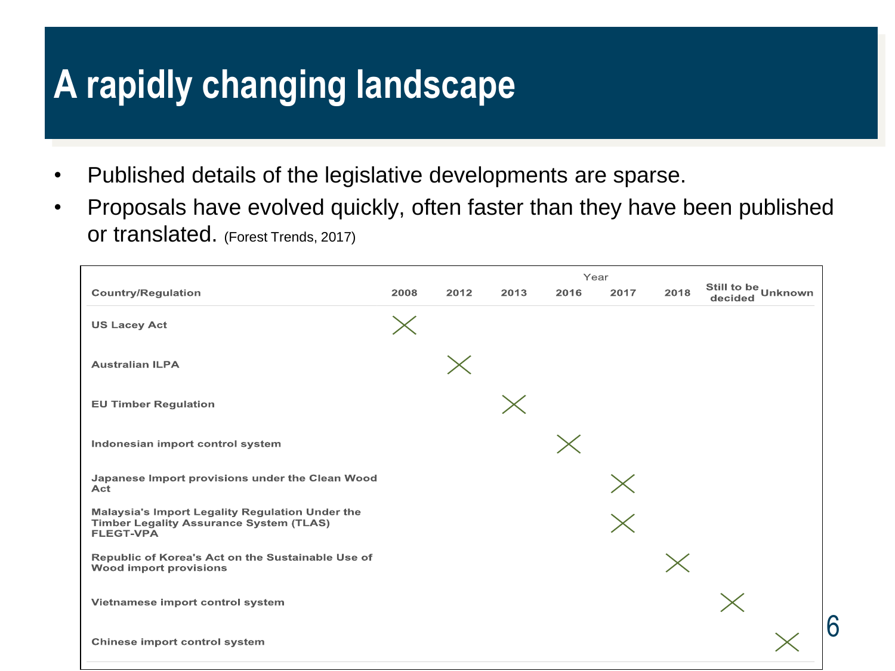# A rapidly changing landscape

- Published details of the legislative developments are sparse.
- Proposals have evolved quickly, often faster than they have been published or translated. (Forest Trends, 2017)

| | Year | | | | | | | |
|---|---|---|---|---|---|---|---|---|
| **Country/Regulation** | **2008** | **2012** | **2013** | **2016** | **2017** | **2018** | **Still to be decided** | **Unknown** |
| **US Lacey Act** | X | | | | | | | |
| **Australian ILPA** | | X | | | | | | |
| **EU Timber Regulation** | | | X | | | | | |
| **Indonesian import control system** | | | | X | | | | |
| **Japanese Import provisions under the Clean Wood Act** | | | | | X | | | |
| **Malaysia's Import Legality Regulation Under the Timber Legality Assurance System (TLAS) FLEGT-VPA** | | | | | X | | | |
| **Republic of Korea's Act on the Sustainable Use of Wood import provisions** | | | | | | X | | |
| **Vietnamese import control system** | | | | | | | X | |
| **Chinese import control system** | | | | | | | | X |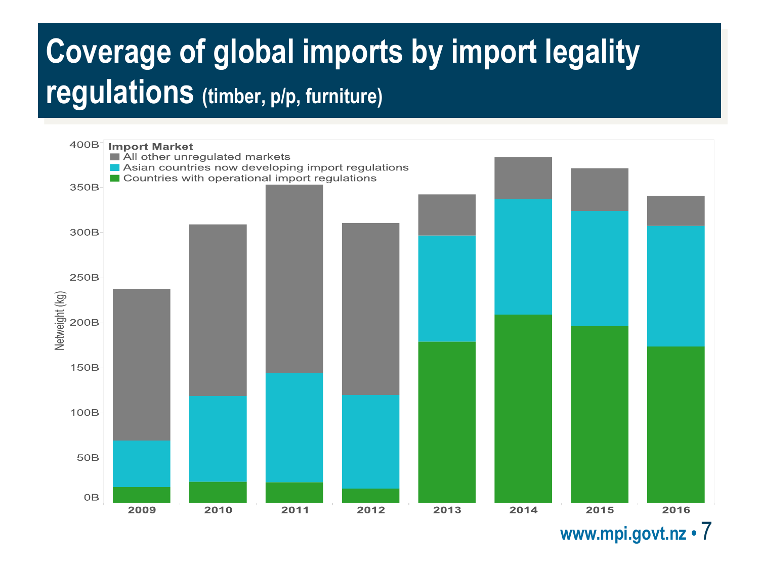# Coverage of global imports by import legality regulations (timber, p/p, furniture)

**Import Market**

- All other unregulated markets
- Asian countries now developing import regulations
- Countries with operational import regulations

Netweight (kg)

400B, 350B, 300B, 250B, 200B, 150B, 100B, 50B, 0B

2009, 2010, 2011, 2012, 2013, 2014, 2015, 2016

www.mpi.govt.nz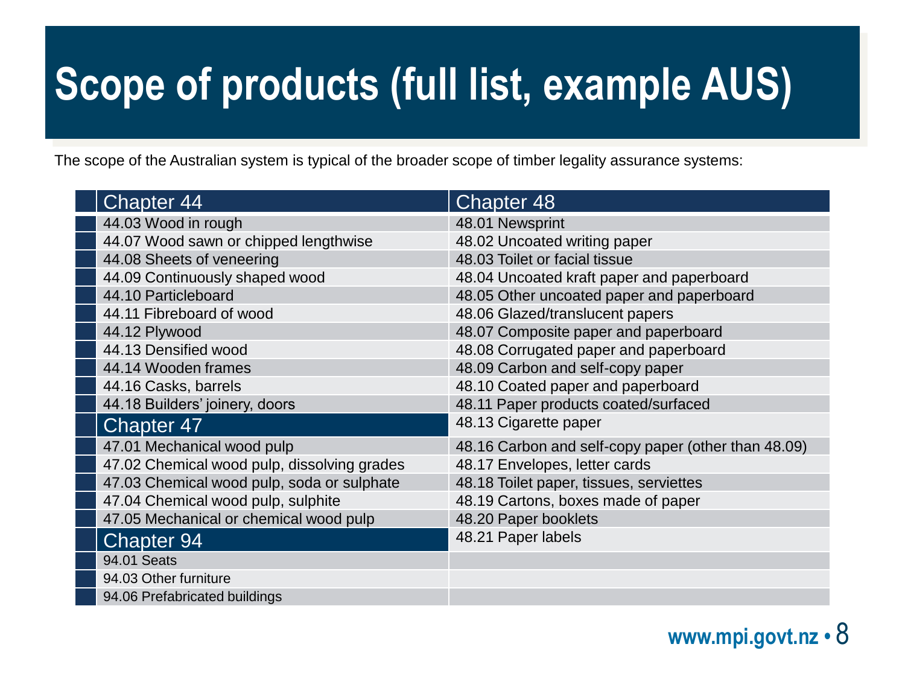# Scope of products (full list, example AUS)

The scope of the Australian system is typical of the broader scope of timber legality assurance systems:

| Chapter 44 | Chapter 48 |
|---|---|
| 44.03 Wood in rough | 48.01 Newsprint |
| 44.07 Wood sawn or chipped lengthwise | 48.02 Uncoated writing paper |
| 44.08 Sheets of veneering | 48.03 Toilet or facial tissue |
| 44.09 Continuously shaped wood | 48.04 Uncoated kraft paper and paperboard |
| 44.10 Particleboard | 48.05 Other uncoated paper and paperboard |
| 44.11 Fibreboard of wood | 48.06 Glazed/translucent papers |
| 44.12 Plywood | 48.07 Composite paper and paperboard |
| 44.13 Densified wood | 48.08 Corrugated paper and paperboard |
| 44.14 Wooden frames | 48.09 Carbon and self-copy paper |
| 44.16 Casks, barrels | 48.10 Coated paper and paperboard |
| 44.18 Builders' joinery, doors | 48.11 Paper products coated/surfaced |
| **Chapter 47** | 48.13 Cigarette paper |
| 47.01 Mechanical wood pulp | 48.16 Carbon and self-copy paper (other than 48.09) |
| 47.02 Chemical wood pulp, dissolving grades | 48.17 Envelopes, letter cards |
| 47.03 Chemical wood pulp, soda or sulphate | 48.18 Toilet paper, tissues, serviettes |
| 47.04 Chemical wood pulp, sulphite | 48.19 Cartons, boxes made of paper |
| 47.05 Mechanical or chemical wood pulp | 48.20 Paper booklets |
| **Chapter 94** | 48.21 Paper labels |
| 94.01 Seats | |
| 94.03 Other furniture | |
| 94.06 Prefabricated buildings | |

www.mpi.govt.nz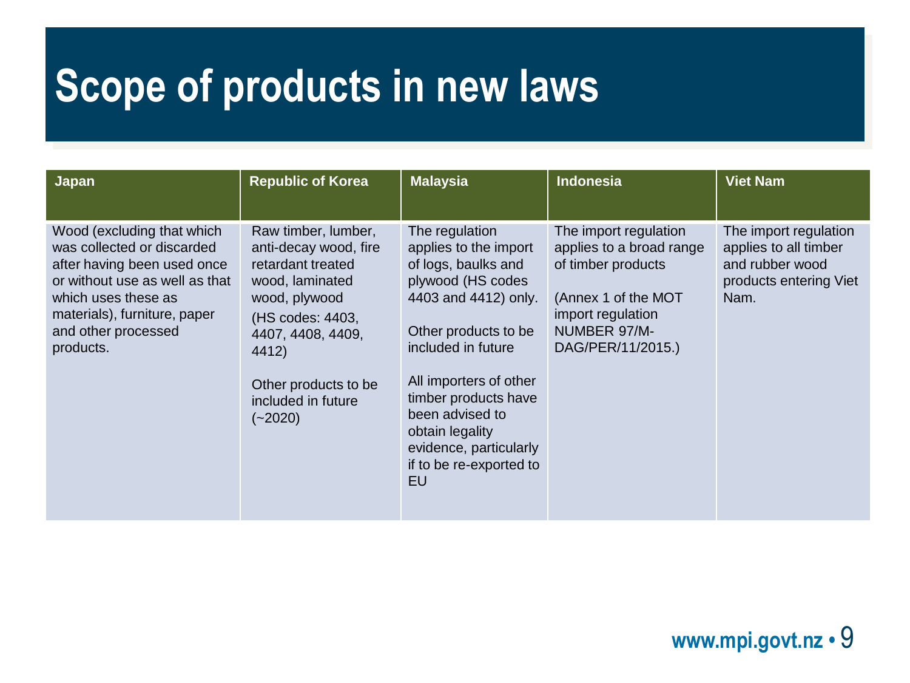# Scope of products in new laws

| Japan | Republic of Korea | Malaysia | Indonesia | Viet Nam |
|---|---|---|---|---|
| Wood (excluding that which was collected or discarded after having been used once or without use as well as that which uses these as materials), furniture, paper and other processed products. | Raw timber, lumber, anti-decay wood, fire retardant treated wood, laminated wood, plywood<br><br>(HS codes: 4403, 4407, 4408, 4409, 4412)<br><br>Other products to be included in future (~2020) | The regulation applies to the import of logs, baulks and plywood (HS codes 4403 and 4412) only.<br><br>Other products to be included in future<br><br>All importers of other timber products have been advised to obtain legality evidence, particularly if to be re-exported to EU | The import regulation applies to a broad range of timber products<br><br>(Annex 1 of the MOT import regulation NUMBER 97/M-DAG/PER/11/2015.) | The import regulation applies to all timber and rubber wood products entering Viet Nam. |

www.mpi.govt.nz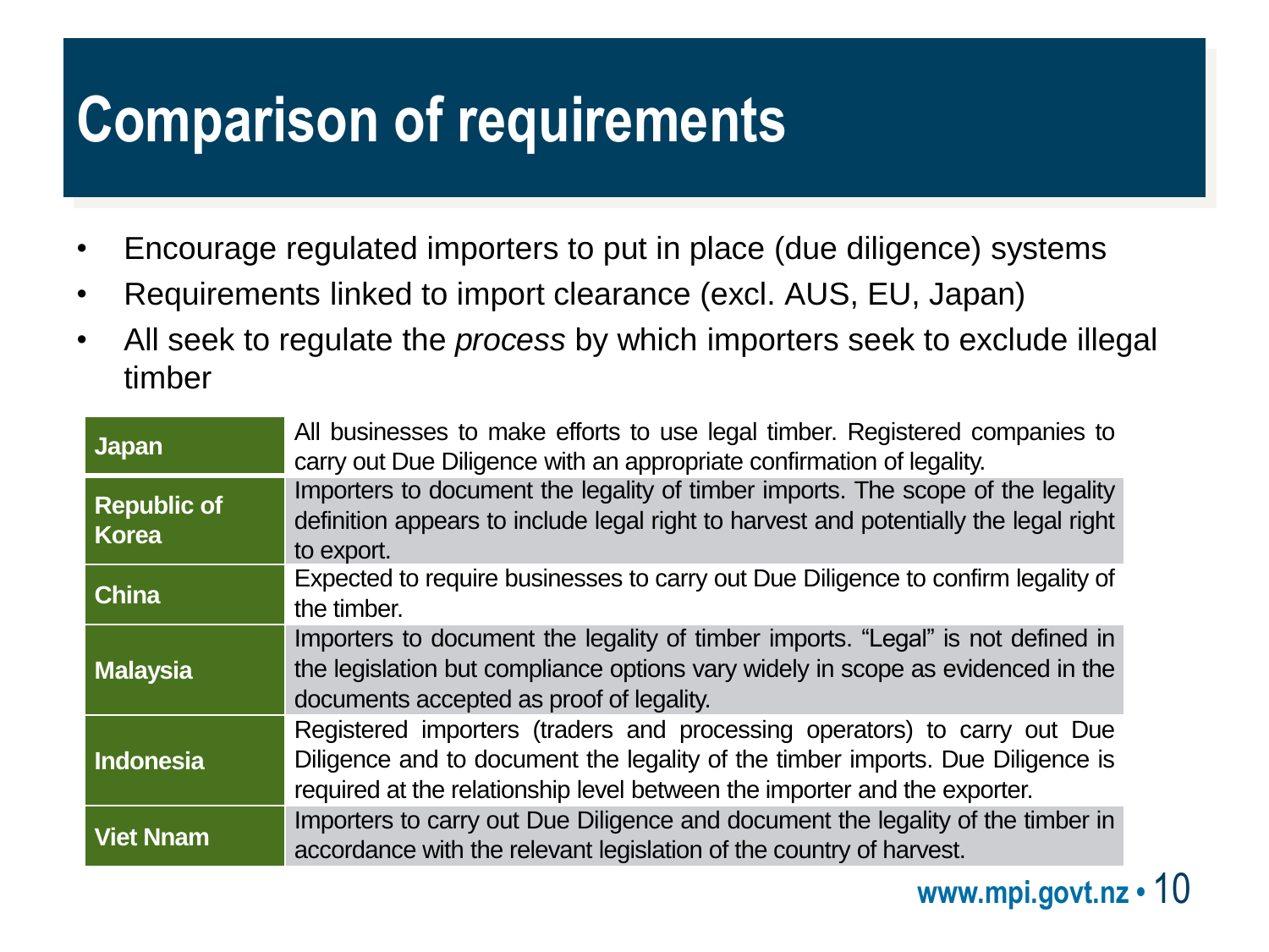# Comparison of requirements

- Encourage regulated importers to put in place (due diligence) systems
- Requirements linked to import clearance (excl. AUS, EU, Japan)
- All seek to regulate the *process* by which importers seek to exclude illegal timber

| | |
|---|---|
| **Japan** | All businesses to make efforts to use legal timber. Registered companies to carry out Due Diligence with an appropriate confirmation of legality. |
| **Republic of Korea** | Importers to document the legality of timber imports. The scope of the legality definition appears to include legal right to harvest and potentially the legal right to export. |
| **China** | Expected to require businesses to carry out Due Diligence to confirm legality of the timber. |
| **Malaysia** | Importers to document the legality of timber imports. "Legal" is not defined in the legislation but compliance options vary widely in scope as evidenced in the documents accepted as proof of legality. |
| **Indonesia** | Registered importers (traders and processing operators) to carry out Due Diligence and to document the legality of the timber imports. Due Diligence is required at the relationship level between the importer and the exporter. |
| **Viet Nnam** | Importers to carry out Due Diligence and document the legality of the timber in accordance with the relevant legislation of the country of harvest. |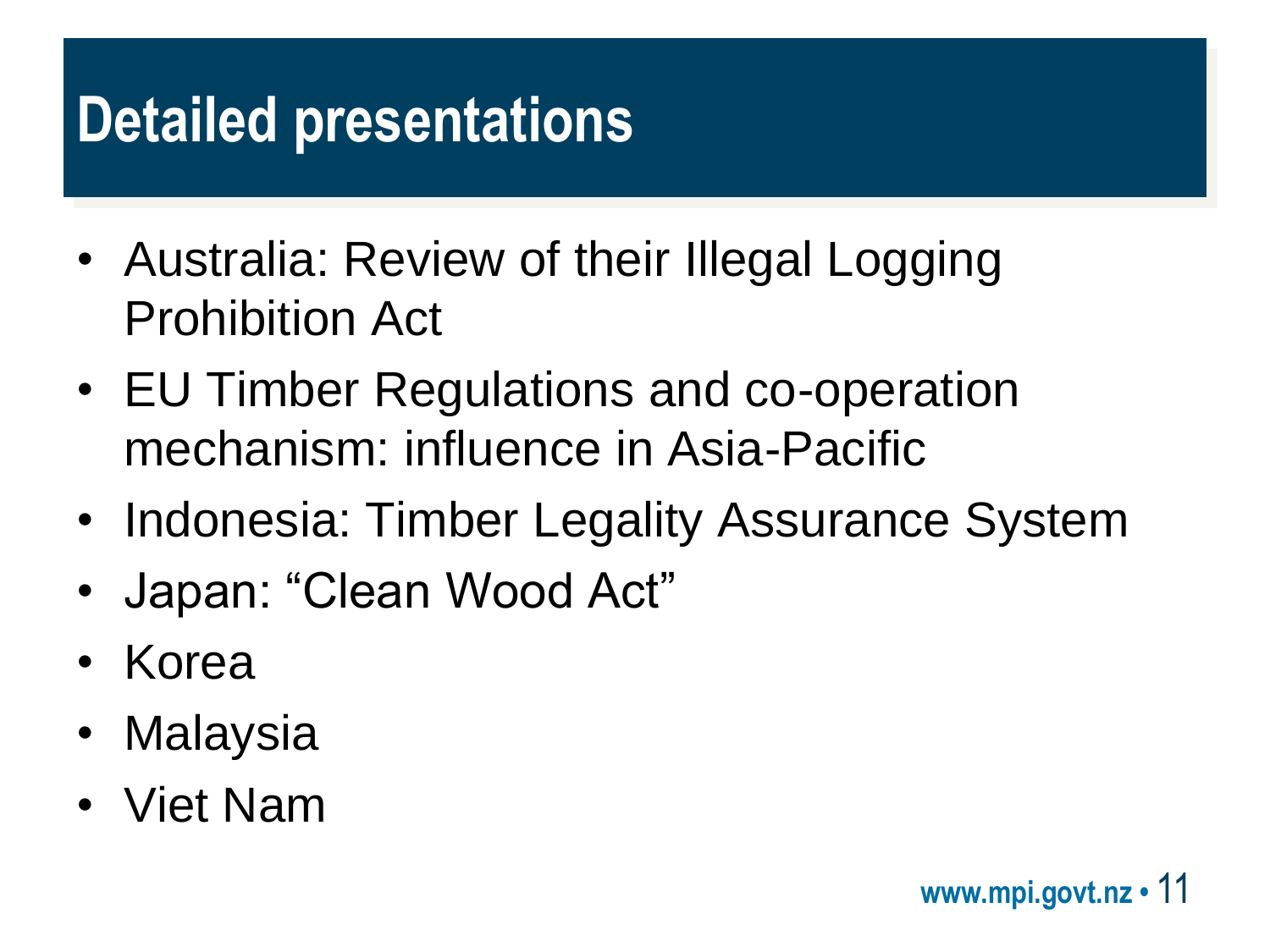# Detailed presentations

- Australia: Review of their Illegal Logging Prohibition Act
- EU Timber Regulations and co-operation mechanism: influence in Asia-Pacific
- Indonesia: Timber Legality Assurance System
- Japan: “Clean Wood Act”
- Korea
- Malaysia
- Viet Nam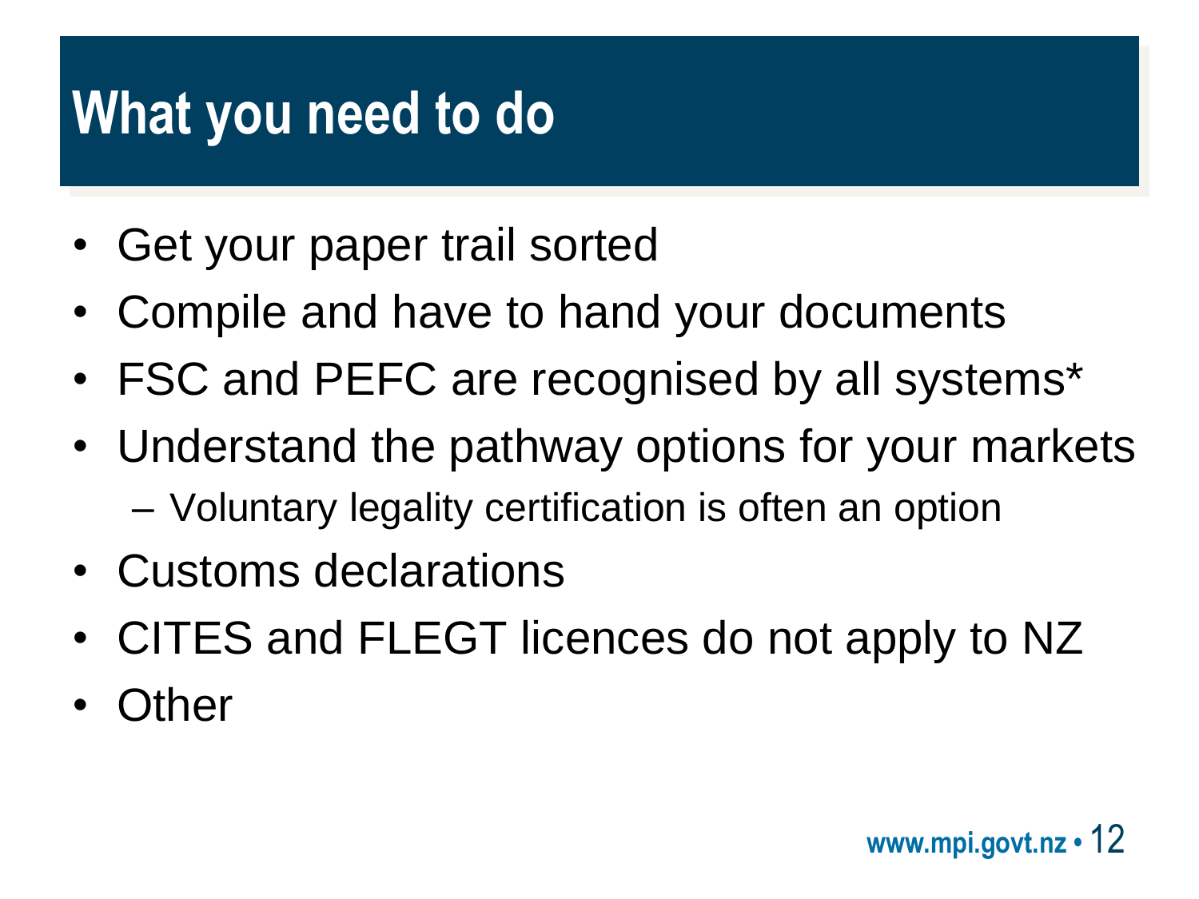# What you need to do

- Get your paper trail sorted
- Compile and have to hand your documents
- FSC and PEFC are recognised by all systems*
- Understand the pathway options for your markets
  - Voluntary legality certification is often an option
- Customs declarations
- CITES and FLEGT licences do not apply to NZ
- Other

www.mpi.govt.nz